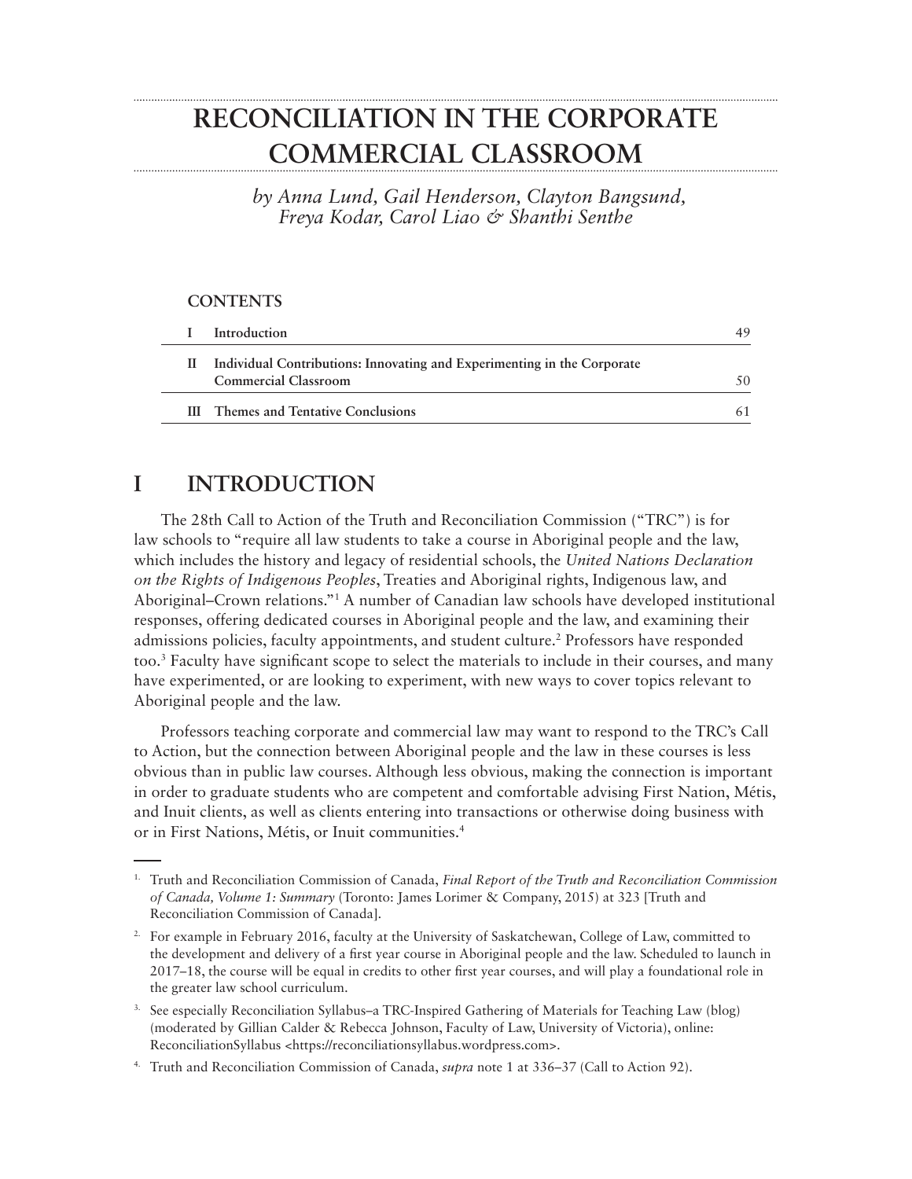# RECONCILIATION IN THE CORPORATE COMMERCIAL CLASSROOM

*by Anna Lund, Gail Henderson, Clayton Bangsund, Freya Kodar, Carol Liao & Shanthi Senthe*

**CONTENTS**

| | | |
|---|---|---|
| I | Introduction | 49 |
| II | Individual Contributions: Innovating and Experimenting in the Corporate Commercial Classroom | 50 |
| III | Themes and Tentative Conclusions | 61 |

## I INTRODUCTION

The 28th Call to Action of the Truth and Reconciliation Commission ("TRC") is for law schools to "require all law students to take a course in Aboriginal people and the law, which includes the history and legacy of residential schools, the *United Nations Declaration on the Rights of Indigenous Peoples*, Treaties and Aboriginal rights, Indigenous law, and Aboriginal–Crown relations."[1] A number of Canadian law schools have developed institutional responses, offering dedicated courses in Aboriginal people and the law, and examining their admissions policies, faculty appointments, and student culture.[2] Professors have responded too.[3] Faculty have significant scope to select the materials to include in their courses, and many have experimented, or are looking to experiment, with new ways to cover topics relevant to Aboriginal people and the law.

Professors teaching corporate and commercial law may want to respond to the TRC's Call to Action, but the connection between Aboriginal people and the law in these courses is less obvious than in public law courses. Although less obvious, making the connection is important in order to graduate students who are competent and comfortable advising First Nation, Métis, and Inuit clients, as well as clients entering into transactions or otherwise doing business with or in First Nations, Métis, or Inuit communities.[4]

---

1. Truth and Reconciliation Commission of Canada, *Final Report of the Truth and Reconciliation Commission of Canada, Volume 1: Summary* (Toronto: James Lorimer & Company, 2015) at 323 [Truth and Reconciliation Commission of Canada].

2. For example in February 2016, faculty at the University of Saskatchewan, College of Law, committed to the development and delivery of a first year course in Aboriginal people and the law. Scheduled to launch in 2017–18, the course will be equal in credits to other first year courses, and will play a foundational role in the greater law school curriculum.

3. See especially Reconciliation Syllabus–a TRC-Inspired Gathering of Materials for Teaching Law (blog) (moderated by Gillian Calder & Rebecca Johnson, Faculty of Law, University of Victoria), online: ReconciliationSyllabus <https://reconciliationsyllabus.wordpress.com>.

4. Truth and Reconciliation Commission of Canada, *supra* note 1 at 336–37 (Call to Action 92).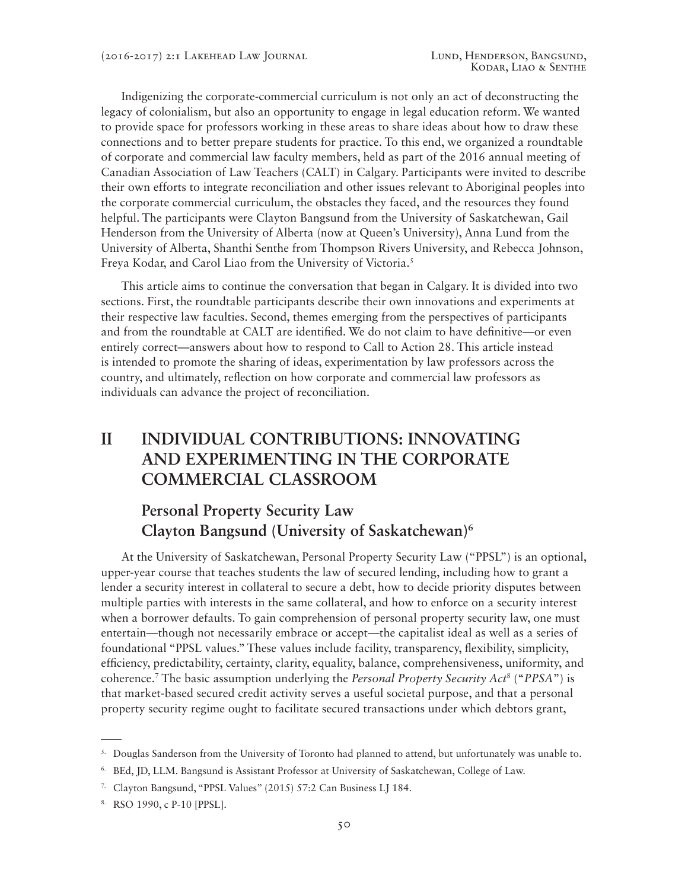Indigenizing the corporate-commercial curriculum is not only an act of deconstructing the legacy of colonialism, but also an opportunity to engage in legal education reform. We wanted to provide space for professors working in these areas to share ideas about how to draw these connections and to better prepare students for practice. To this end, we organized a roundtable of corporate and commercial law faculty members, held as part of the 2016 annual meeting of Canadian Association of Law Teachers (CALT) in Calgary. Participants were invited to describe their own efforts to integrate reconciliation and other issues relevant to Aboriginal peoples into the corporate commercial curriculum, the obstacles they faced, and the resources they found helpful. The participants were Clayton Bangsund from the University of Saskatchewan, Gail Henderson from the University of Alberta (now at Queen's University), Anna Lund from the University of Alberta, Shanthi Senthe from Thompson Rivers University, and Rebecca Johnson, Freya Kodar, and Carol Liao from the University of Victoria.[5]

This article aims to continue the conversation that began in Calgary. It is divided into two sections. First, the roundtable participants describe their own innovations and experiments at their respective law faculties. Second, themes emerging from the perspectives of participants and from the roundtable at CALT are identified. We do not claim to have definitive—or even entirely correct—answers about how to respond to Call to Action 28. This article instead is intended to promote the sharing of ideas, experimentation by law professors across the country, and ultimately, reflection on how corporate and commercial law professors as individuals can advance the project of reconciliation.

## II INDIVIDUAL CONTRIBUTIONS: INNOVATING AND EXPERIMENTING IN THE CORPORATE COMMERCIAL CLASSROOM

### Personal Property Security Law Clayton Bangsund (University of Saskatchewan)[6]

At the University of Saskatchewan, Personal Property Security Law ("PPSL") is an optional, upper-year course that teaches students the law of secured lending, including how to grant a lender a security interest in collateral to secure a debt, how to decide priority disputes between multiple parties with interests in the same collateral, and how to enforce on a security interest when a borrower defaults. To gain comprehension of personal property security law, one must entertain—though not necessarily embrace or accept—the capitalist ideal as well as a series of foundational "PPSL values." These values include facility, transparency, flexibility, simplicity, efficiency, predictability, certainty, clarity, equality, balance, comprehensiveness, uniformity, and coherence.[7] The basic assumption underlying the *Personal Property Security Act*[8] ("*PPSA*") is that market-based secured credit activity serves a useful societal purpose, and that a personal property security regime ought to facilitate secured transactions under which debtors grant,

---

[5] Douglas Sanderson from the University of Toronto had planned to attend, but unfortunately was unable to.

[6] BEd, JD, LLM. Bangsund is Assistant Professor at University of Saskatchewan, College of Law.

[7] Clayton Bangsund, "PPSL Values" (2015) 57:2 Can Business LJ 184.

[8] RSO 1990, c P-10 [PPSL].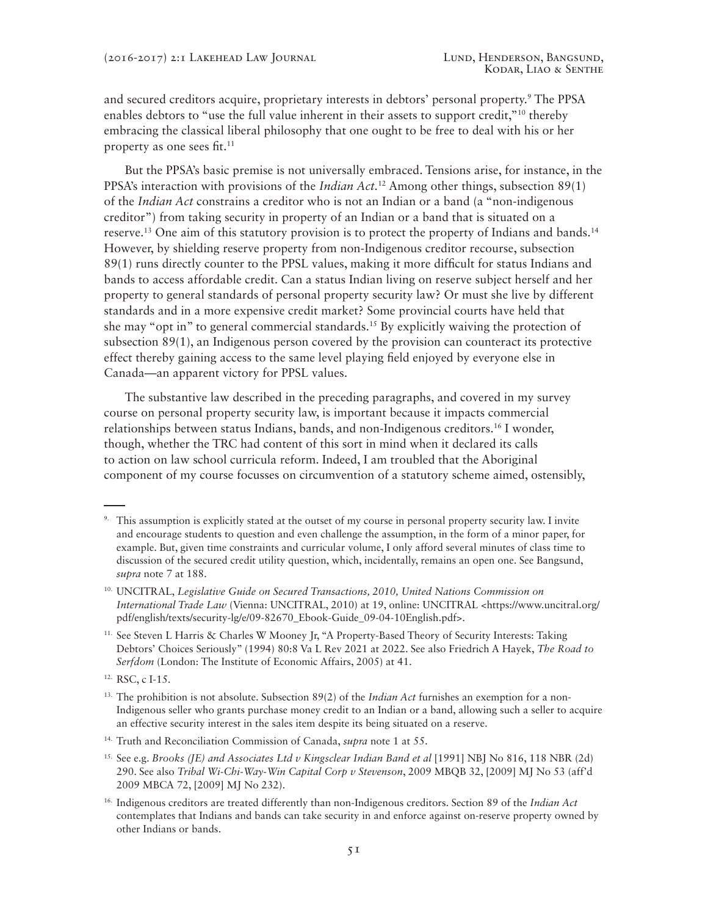and secured creditors acquire, proprietary interests in debtors' personal property.[9] The PPSA enables debtors to "use the full value inherent in their assets to support credit,"[10] thereby embracing the classical liberal philosophy that one ought to be free to deal with his or her property as one sees fit.[11]

But the PPSA's basic premise is not universally embraced. Tensions arise, for instance, in the PPSA's interaction with provisions of the *Indian Act*.[12] Among other things, subsection 89(1) of the *Indian Act* constrains a creditor who is not an Indian or a band (a "non-indigenous creditor") from taking security in property of an Indian or a band that is situated on a reserve.[13] One aim of this statutory provision is to protect the property of Indians and bands.[14] However, by shielding reserve property from non-Indigenous creditor recourse, subsection 89(1) runs directly counter to the PPSL values, making it more difficult for status Indians and bands to access affordable credit. Can a status Indian living on reserve subject herself and her property to general standards of personal property security law? Or must she live by different standards and in a more expensive credit market? Some provincial courts have held that she may "opt in" to general commercial standards.[15] By explicitly waiving the protection of subsection 89(1), an Indigenous person covered by the provision can counteract its protective effect thereby gaining access to the same level playing field enjoyed by everyone else in Canada—an apparent victory for PPSL values.

The substantive law described in the preceding paragraphs, and covered in my survey course on personal property security law, is important because it impacts commercial relationships between status Indians, bands, and non-Indigenous creditors.[16] I wonder, though, whether the TRC had content of this sort in mind when it declared its calls to action on law school curricula reform. Indeed, I am troubled that the Aboriginal component of my course focusses on circumvention of a statutory scheme aimed, ostensibly,

---

9. This assumption is explicitly stated at the outset of my course in personal property security law. I invite and encourage students to question and even challenge the assumption, in the form of a minor paper, for example. But, given time constraints and curricular volume, I only afford several minutes of class time to discussion of the secured credit utility question, which, incidentally, remains an open one. See Bangsund, *supra* note 7 at 188.

10. UNCITRAL, *Legislative Guide on Secured Transactions, 2010, United Nations Commission on International Trade Law* (Vienna: UNCITRAL, 2010) at 19, online: UNCITRAL <https://www.uncitral.org/pdf/english/texts/security-lg/e/09-82670_Ebook-Guide_09-04-10English.pdf>.

11. See Steven L Harris & Charles W Mooney Jr, "A Property-Based Theory of Security Interests: Taking Debtors' Choices Seriously" (1994) 80:8 Va L Rev 2021 at 2022. See also Friedrich A Hayek, *The Road to Serfdom* (London: The Institute of Economic Affairs, 2005) at 41.

12. RSC, c I-15.

13. The prohibition is not absolute. Subsection 89(2) of the *Indian Act* furnishes an exemption for a non-Indigenous seller who grants purchase money credit to an Indian or a band, allowing such a seller to acquire an effective security interest in the sales item despite its being situated on a reserve.

14. Truth and Reconciliation Commission of Canada, *supra* note 1 at 55.

15. See e.g. *Brooks (JE) and Associates Ltd v Kingsclear Indian Band et al* [1991] NBJ No 816, 118 NBR (2d) 290. See also *Tribal Wi-Chi-Way-Win Capital Corp v Stevenson*, 2009 MBQB 32, [2009] MJ No 53 (aff'd 2009 MBCA 72, [2009] MJ No 232).

16. Indigenous creditors are treated differently than non-Indigenous creditors. Section 89 of the *Indian Act* contemplates that Indians and bands can take security in and enforce against on-reserve property owned by other Indians or bands.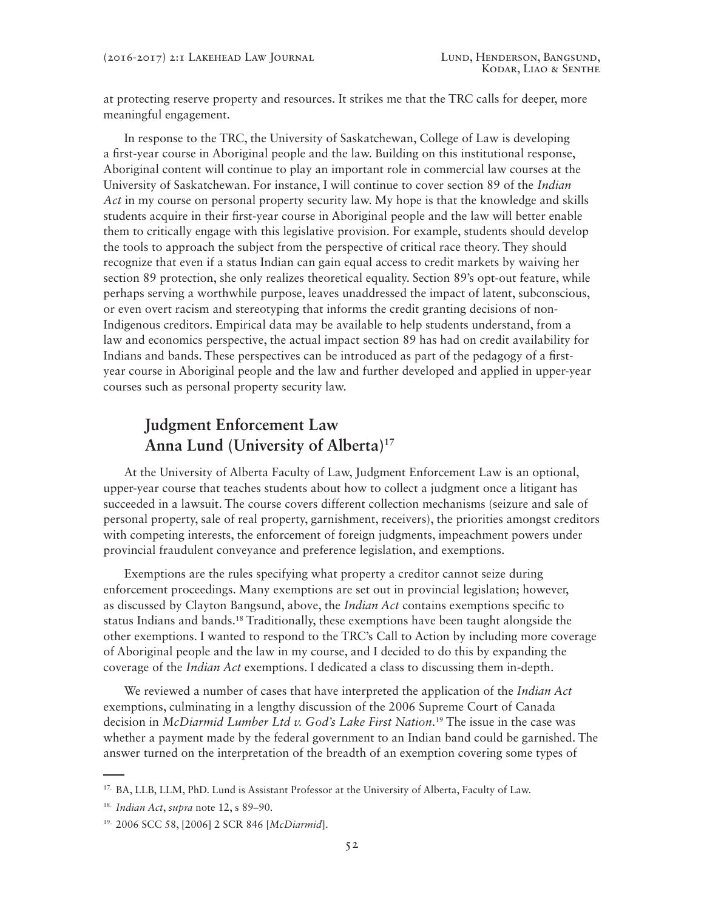at protecting reserve property and resources. It strikes me that the TRC calls for deeper, more meaningful engagement.

In response to the TRC, the University of Saskatchewan, College of Law is developing a first-year course in Aboriginal people and the law. Building on this institutional response, Aboriginal content will continue to play an important role in commercial law courses at the University of Saskatchewan. For instance, I will continue to cover section 89 of the *Indian Act* in my course on personal property security law. My hope is that the knowledge and skills students acquire in their first-year course in Aboriginal people and the law will better enable them to critically engage with this legislative provision. For example, students should develop the tools to approach the subject from the perspective of critical race theory. They should recognize that even if a status Indian can gain equal access to credit markets by waiving her section 89 protection, she only realizes theoretical equality. Section 89's opt-out feature, while perhaps serving a worthwhile purpose, leaves unaddressed the impact of latent, subconscious, or even overt racism and stereotyping that informs the credit granting decisions of non-Indigenous creditors. Empirical data may be available to help students understand, from a law and economics perspective, the actual impact section 89 has had on credit availability for Indians and bands. These perspectives can be introduced as part of the pedagogy of a first-year course in Aboriginal people and the law and further developed and applied in upper-year courses such as personal property security law.

## Judgment Enforcement Law
## Anna Lund (University of Alberta)[17]

At the University of Alberta Faculty of Law, Judgment Enforcement Law is an optional, upper-year course that teaches students about how to collect a judgment once a litigant has succeeded in a lawsuit. The course covers different collection mechanisms (seizure and sale of personal property, sale of real property, garnishment, receivers), the priorities amongst creditors with competing interests, the enforcement of foreign judgments, impeachment powers under provincial fraudulent conveyance and preference legislation, and exemptions.

Exemptions are the rules specifying what property a creditor cannot seize during enforcement proceedings. Many exemptions are set out in provincial legislation; however, as discussed by Clayton Bangsund, above, the *Indian Act* contains exemptions specific to status Indians and bands.[18] Traditionally, these exemptions have been taught alongside the other exemptions. I wanted to respond to the TRC's Call to Action by including more coverage of Aboriginal people and the law in my course, and I decided to do this by expanding the coverage of the *Indian Act* exemptions. I dedicated a class to discussing them in-depth.

We reviewed a number of cases that have interpreted the application of the *Indian Act* exemptions, culminating in a lengthy discussion of the 2006 Supreme Court of Canada decision in *McDiarmid Lumber Ltd v. God's Lake First Nation*.[19] The issue in the case was whether a payment made by the federal government to an Indian band could be garnished. The answer turned on the interpretation of the breadth of an exemption covering some types of

---

[17] BA, LLB, LLM, PhD. Lund is Assistant Professor at the University of Alberta, Faculty of Law.

[18] *Indian Act*, *supra* note 12, s 89–90.

[19] 2006 SCC 58, [2006] 2 SCR 846 [*McDiarmid*].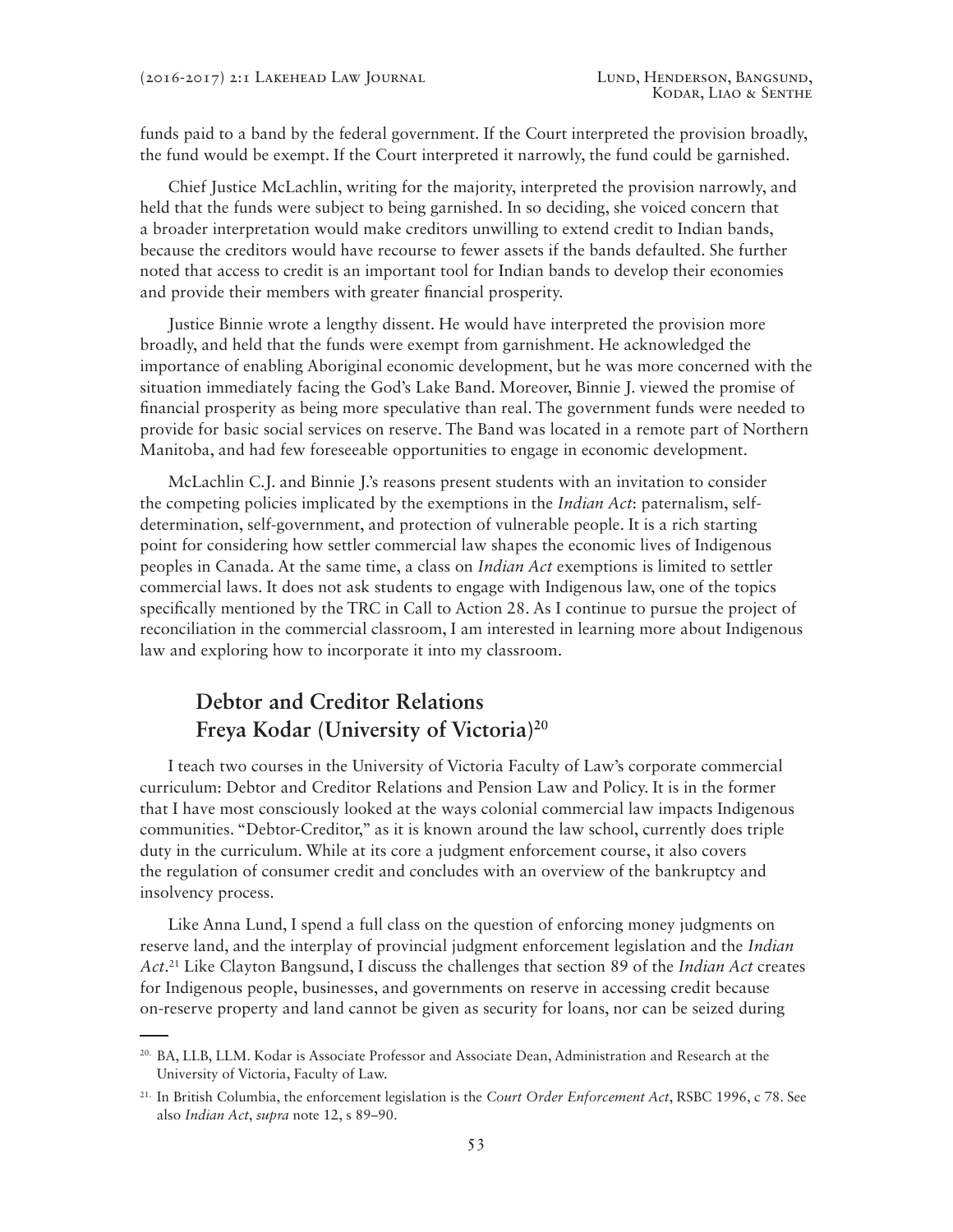funds paid to a band by the federal government. If the Court interpreted the provision broadly, the fund would be exempt. If the Court interpreted it narrowly, the fund could be garnished.

Chief Justice McLachlin, writing for the majority, interpreted the provision narrowly, and held that the funds were subject to being garnished. In so deciding, she voiced concern that a broader interpretation would make creditors unwilling to extend credit to Indian bands, because the creditors would have recourse to fewer assets if the bands defaulted. She further noted that access to credit is an important tool for Indian bands to develop their economies and provide their members with greater financial prosperity.

Justice Binnie wrote a lengthy dissent. He would have interpreted the provision more broadly, and held that the funds were exempt from garnishment. He acknowledged the importance of enabling Aboriginal economic development, but he was more concerned with the situation immediately facing the God's Lake Band. Moreover, Binnie J. viewed the promise of financial prosperity as being more speculative than real. The government funds were needed to provide for basic social services on reserve. The Band was located in a remote part of Northern Manitoba, and had few foreseeable opportunities to engage in economic development.

McLachlin C.J. and Binnie J.'s reasons present students with an invitation to consider the competing policies implicated by the exemptions in the *Indian Act*: paternalism, self-determination, self-government, and protection of vulnerable people. It is a rich starting point for considering how settler commercial law shapes the economic lives of Indigenous peoples in Canada. At the same time, a class on *Indian Act* exemptions is limited to settler commercial laws. It does not ask students to engage with Indigenous law, one of the topics specifically mentioned by the TRC in Call to Action 28. As I continue to pursue the project of reconciliation in the commercial classroom, I am interested in learning more about Indigenous law and exploring how to incorporate it into my classroom.

## Debtor and Creditor Relations
## Freya Kodar (University of Victoria)[20]

I teach two courses in the University of Victoria Faculty of Law's corporate commercial curriculum: Debtor and Creditor Relations and Pension Law and Policy. It is in the former that I have most consciously looked at the ways colonial commercial law impacts Indigenous communities. "Debtor-Creditor," as it is known around the law school, currently does triple duty in the curriculum. While at its core a judgment enforcement course, it also covers the regulation of consumer credit and concludes with an overview of the bankruptcy and insolvency process.

Like Anna Lund, I spend a full class on the question of enforcing money judgments on reserve land, and the interplay of provincial judgment enforcement legislation and the *Indian Act*.[21] Like Clayton Bangsund, I discuss the challenges that section 89 of the *Indian Act* creates for Indigenous people, businesses, and governments on reserve in accessing credit because on-reserve property and land cannot be given as security for loans, nor can be seized during

---

[20] BA, LLB, LLM. Kodar is Associate Professor and Associate Dean, Administration and Research at the University of Victoria, Faculty of Law.

[21] In British Columbia, the enforcement legislation is the *Court Order Enforcement Act*, RSBC 1996, c 78. See also *Indian Act*, *supra* note 12, s 89–90.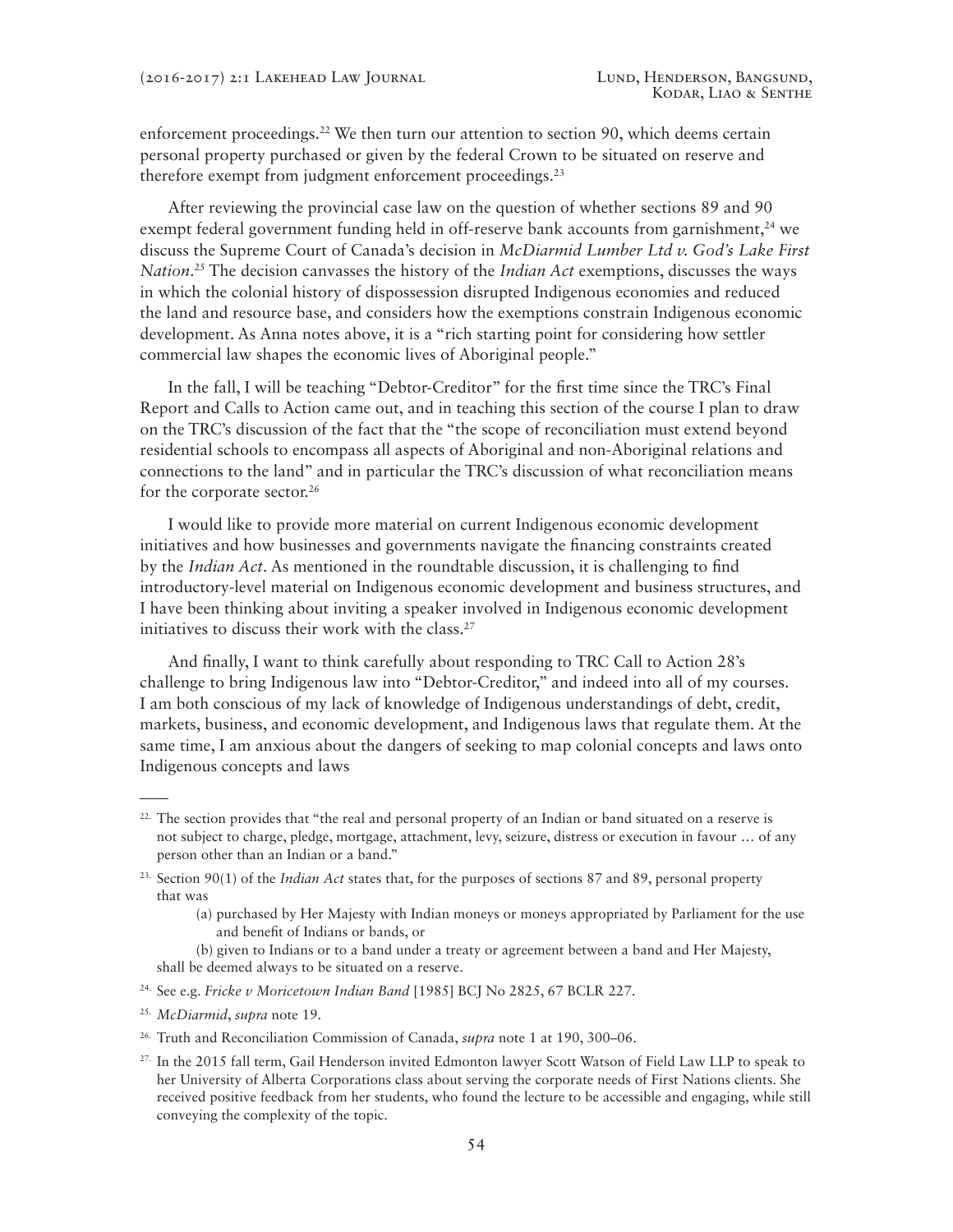enforcement proceedings.[22] We then turn our attention to section 90, which deems certain personal property purchased or given by the federal Crown to be situated on reserve and therefore exempt from judgment enforcement proceedings.[23]

After reviewing the provincial case law on the question of whether sections 89 and 90 exempt federal government funding held in off-reserve bank accounts from garnishment,[24] we discuss the Supreme Court of Canada's decision in *McDiarmid Lumber Ltd v. God's Lake First Nation*.[25] The decision canvasses the history of the *Indian Act* exemptions, discusses the ways in which the colonial history of dispossession disrupted Indigenous economies and reduced the land and resource base, and considers how the exemptions constrain Indigenous economic development. As Anna notes above, it is a "rich starting point for considering how settler commercial law shapes the economic lives of Aboriginal people."

In the fall, I will be teaching "Debtor-Creditor" for the first time since the TRC's Final Report and Calls to Action came out, and in teaching this section of the course I plan to draw on the TRC's discussion of the fact that the "the scope of reconciliation must extend beyond residential schools to encompass all aspects of Aboriginal and non-Aboriginal relations and connections to the land" and in particular the TRC's discussion of what reconciliation means for the corporate sector.[26]

I would like to provide more material on current Indigenous economic development initiatives and how businesses and governments navigate the financing constraints created by the *Indian Act*. As mentioned in the roundtable discussion, it is challenging to find introductory-level material on Indigenous economic development and business structures, and I have been thinking about inviting a speaker involved in Indigenous economic development initiatives to discuss their work with the class.[27]

And finally, I want to think carefully about responding to TRC Call to Action 28's challenge to bring Indigenous law into "Debtor-Creditor," and indeed into all of my courses. I am both conscious of my lack of knowledge of Indigenous understandings of debt, credit, markets, business, and economic development, and Indigenous laws that regulate them. At the same time, I am anxious about the dangers of seeking to map colonial concepts and laws onto Indigenous concepts and laws

---

22. The section provides that "the real and personal property of an Indian or band situated on a reserve is not subject to charge, pledge, mortgage, attachment, levy, seizure, distress or execution in favour … of any person other than an Indian or a band."

23. Section 90(1) of the *Indian Act* states that, for the purposes of sections 87 and 89, personal property that was

    (a) purchased by Her Majesty with Indian moneys or moneys appropriated by Parliament for the use and benefit of Indians or bands, or

    (b) given to Indians or to a band under a treaty or agreement between a band and Her Majesty,

    shall be deemed always to be situated on a reserve.

24. See e.g. *Fricke v Moricetown Indian Band* [1985] BCJ No 2825, 67 BCLR 227.

25. *McDiarmid*, *supra* note 19.

26. Truth and Reconciliation Commission of Canada, *supra* note 1 at 190, 300–06.

27. In the 2015 fall term, Gail Henderson invited Edmonton lawyer Scott Watson of Field Law LLP to speak to her University of Alberta Corporations class about serving the corporate needs of First Nations clients. She received positive feedback from her students, who found the lecture to be accessible and engaging, while still conveying the complexity of the topic.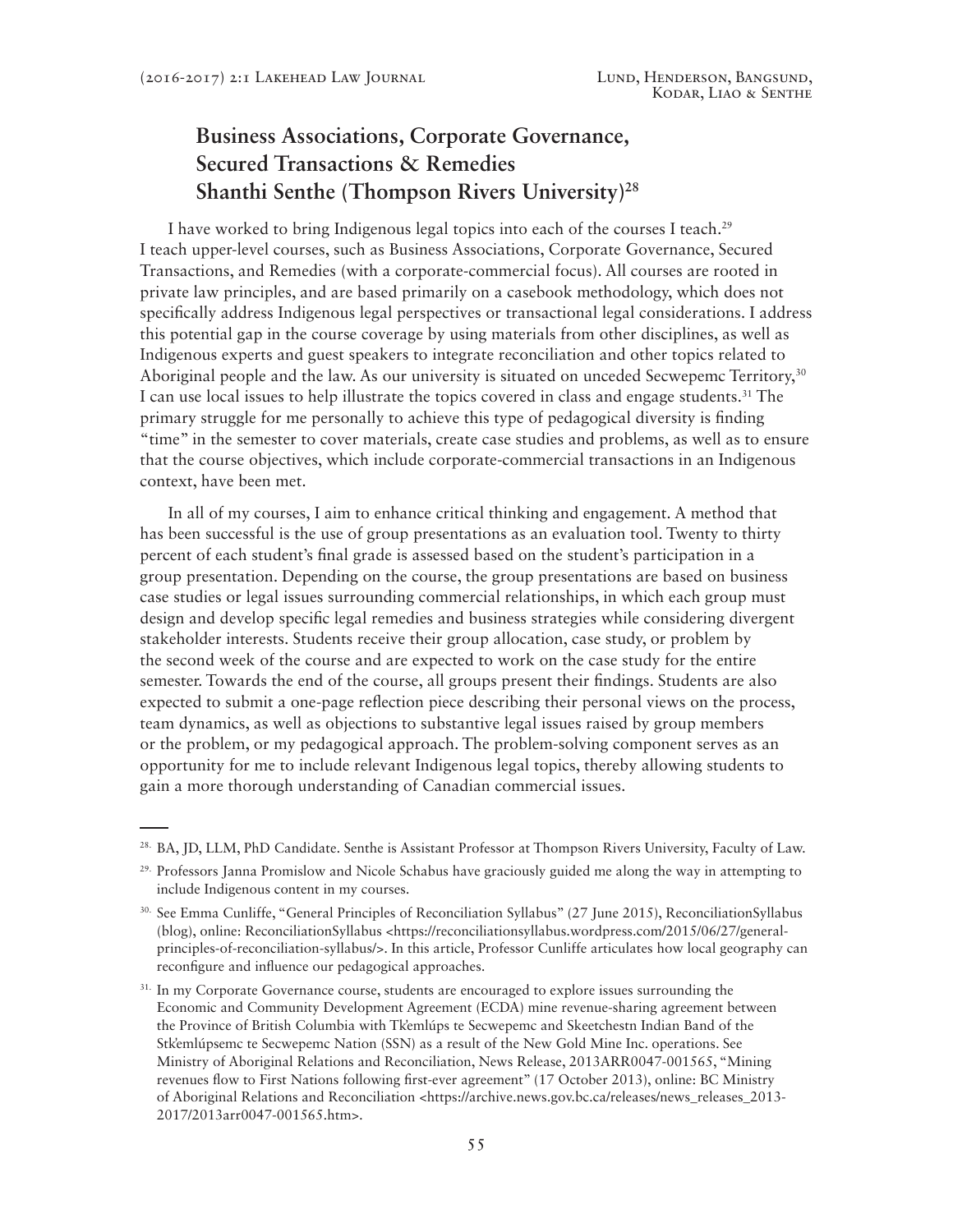## Business Associations, Corporate Governance, Secured Transactions & Remedies
## Shanthi Senthe (Thompson Rivers University)[28]

I have worked to bring Indigenous legal topics into each of the courses I teach.[29] I teach upper-level courses, such as Business Associations, Corporate Governance, Secured Transactions, and Remedies (with a corporate-commercial focus). All courses are rooted in private law principles, and are based primarily on a casebook methodology, which does not specifically address Indigenous legal perspectives or transactional legal considerations. I address this potential gap in the course coverage by using materials from other disciplines, as well as Indigenous experts and guest speakers to integrate reconciliation and other topics related to Aboriginal people and the law. As our university is situated on unceded Secwepemc Territory,[30] I can use local issues to help illustrate the topics covered in class and engage students.[31] The primary struggle for me personally to achieve this type of pedagogical diversity is finding "time" in the semester to cover materials, create case studies and problems, as well as to ensure that the course objectives, which include corporate-commercial transactions in an Indigenous context, have been met.

In all of my courses, I aim to enhance critical thinking and engagement. A method that has been successful is the use of group presentations as an evaluation tool. Twenty to thirty percent of each student's final grade is assessed based on the student's participation in a group presentation. Depending on the course, the group presentations are based on business case studies or legal issues surrounding commercial relationships, in which each group must design and develop specific legal remedies and business strategies while considering divergent stakeholder interests. Students receive their group allocation, case study, or problem by the second week of the course and are expected to work on the case study for the entire semester. Towards the end of the course, all groups present their findings. Students are also expected to submit a one-page reflection piece describing their personal views on the process, team dynamics, as well as objections to substantive legal issues raised by group members or the problem, or my pedagogical approach. The problem-solving component serves as an opportunity for me to include relevant Indigenous legal topics, thereby allowing students to gain a more thorough understanding of Canadian commercial issues.

---

28. BA, JD, LLM, PhD Candidate. Senthe is Assistant Professor at Thompson Rivers University, Faculty of Law.

29. Professors Janna Promislow and Nicole Schabus have graciously guided me along the way in attempting to include Indigenous content in my courses.

30. See Emma Cunliffe, "General Principles of Reconciliation Syllabus" (27 June 2015), ReconciliationSyllabus (blog), online: ReconciliationSyllabus <https://reconciliationsyllabus.wordpress.com/2015/06/27/general-principles-of-reconciliation-syllabus/>. In this article, Professor Cunliffe articulates how local geography can reconfigure and influence our pedagogical approaches.

31. In my Corporate Governance course, students are encouraged to explore issues surrounding the Economic and Community Development Agreement (ECDA) mine revenue-sharing agreement between the Province of British Columbia with Tk'emlúps te Secwepemc and Skeetchestn Indian Band of the Stk'emlúpsemc te Secwepemc Nation (SSN) as a result of the New Gold Mine Inc. operations. See Ministry of Aboriginal Relations and Reconciliation, News Release, 2013ARR0047-001565, "Mining revenues flow to First Nations following first-ever agreement" (17 October 2013), online: BC Ministry of Aboriginal Relations and Reconciliation <https://archive.news.gov.bc.ca/releases/news_releases_2013-2017/2013arr0047-001565.htm>.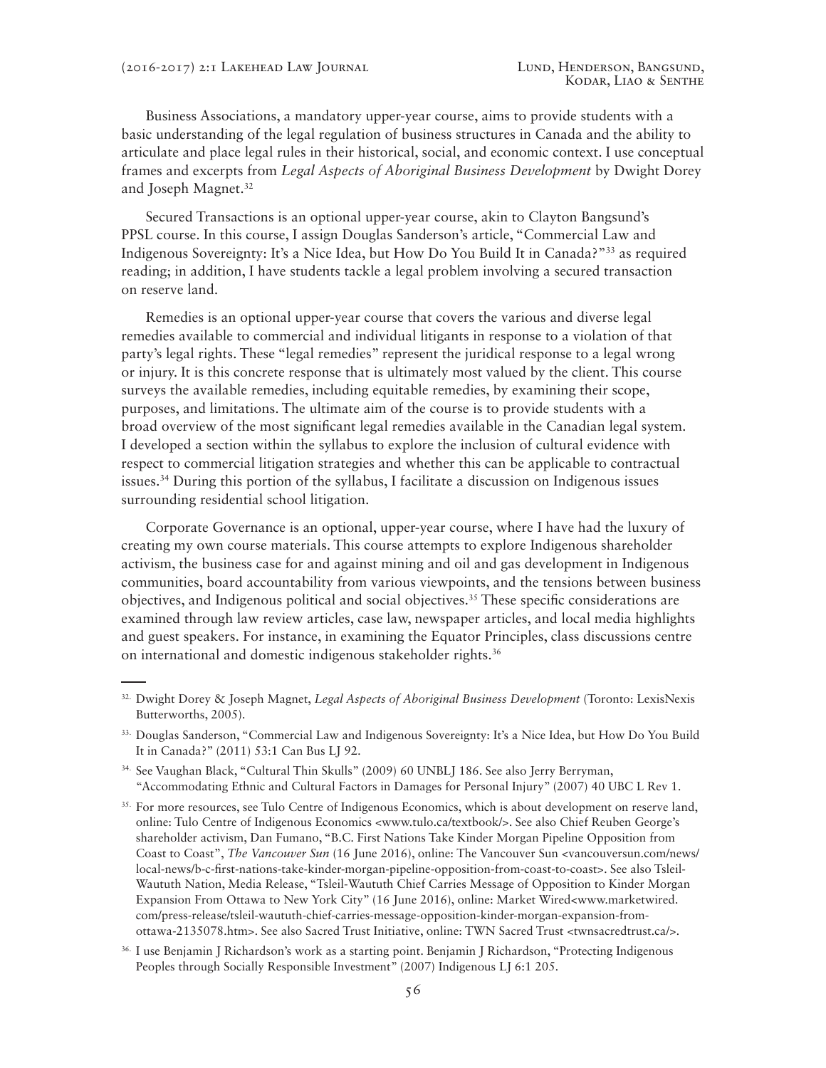Business Associations, a mandatory upper-year course, aims to provide students with a basic understanding of the legal regulation of business structures in Canada and the ability to articulate and place legal rules in their historical, social, and economic context. I use conceptual frames and excerpts from *Legal Aspects of Aboriginal Business Development* by Dwight Dorey and Joseph Magnet.[32]

Secured Transactions is an optional upper-year course, akin to Clayton Bangsund's PPSL course. In this course, I assign Douglas Sanderson's article, "Commercial Law and Indigenous Sovereignty: It's a Nice Idea, but How Do You Build It in Canada?"[33] as required reading; in addition, I have students tackle a legal problem involving a secured transaction on reserve land.

Remedies is an optional upper-year course that covers the various and diverse legal remedies available to commercial and individual litigants in response to a violation of that party's legal rights. These "legal remedies" represent the juridical response to a legal wrong or injury. It is this concrete response that is ultimately most valued by the client. This course surveys the available remedies, including equitable remedies, by examining their scope, purposes, and limitations. The ultimate aim of the course is to provide students with a broad overview of the most significant legal remedies available in the Canadian legal system. I developed a section within the syllabus to explore the inclusion of cultural evidence with respect to commercial litigation strategies and whether this can be applicable to contractual issues.[34] During this portion of the syllabus, I facilitate a discussion on Indigenous issues surrounding residential school litigation.

Corporate Governance is an optional, upper-year course, where I have had the luxury of creating my own course materials. This course attempts to explore Indigenous shareholder activism, the business case for and against mining and oil and gas development in Indigenous communities, board accountability from various viewpoints, and the tensions between business objectives, and Indigenous political and social objectives.[35] These specific considerations are examined through law review articles, case law, newspaper articles, and local media highlights and guest speakers. For instance, in examining the Equator Principles, class discussions centre on international and domestic indigenous stakeholder rights.[36]

---

[32] Dwight Dorey & Joseph Magnet, *Legal Aspects of Aboriginal Business Development* (Toronto: LexisNexis Butterworths, 2005).

[33] Douglas Sanderson, "Commercial Law and Indigenous Sovereignty: It's a Nice Idea, but How Do You Build It in Canada?" (2011) 53:1 Can Bus LJ 92.

[34] See Vaughan Black, "Cultural Thin Skulls" (2009) 60 UNBLJ 186. See also Jerry Berryman, "Accommodating Ethnic and Cultural Factors in Damages for Personal Injury" (2007) 40 UBC L Rev 1.

[35] For more resources, see Tulo Centre of Indigenous Economics, which is about development on reserve land, online: Tulo Centre of Indigenous Economics <www.tulo.ca/textbook/>. See also Chief Reuben George's shareholder activism, Dan Fumano, "B.C. First Nations Take Kinder Morgan Pipeline Opposition from Coast to Coast", *The Vancouver Sun* (16 June 2016), online: The Vancouver Sun <vancouversun.com/news/local-news/b-c-first-nations-take-kinder-morgan-pipeline-opposition-from-coast-to-coast>. See also Tsleil-Waututh Nation, Media Release, "Tsleil-Waututh Chief Carries Message of Opposition to Kinder Morgan Expansion From Ottawa to New York City" (16 June 2016), online: Market Wired<www.marketwired.com/press-release/tsleil-waututh-chief-carries-message-opposition-kinder-morgan-expansion-from-ottawa-2135078.htm>. See also Sacred Trust Initiative, online: TWN Sacred Trust <twnsacredtrust.ca/>.

[36] I use Benjamin J Richardson's work as a starting point. Benjamin J Richardson, "Protecting Indigenous Peoples through Socially Responsible Investment" (2007) Indigenous LJ 6:1 205.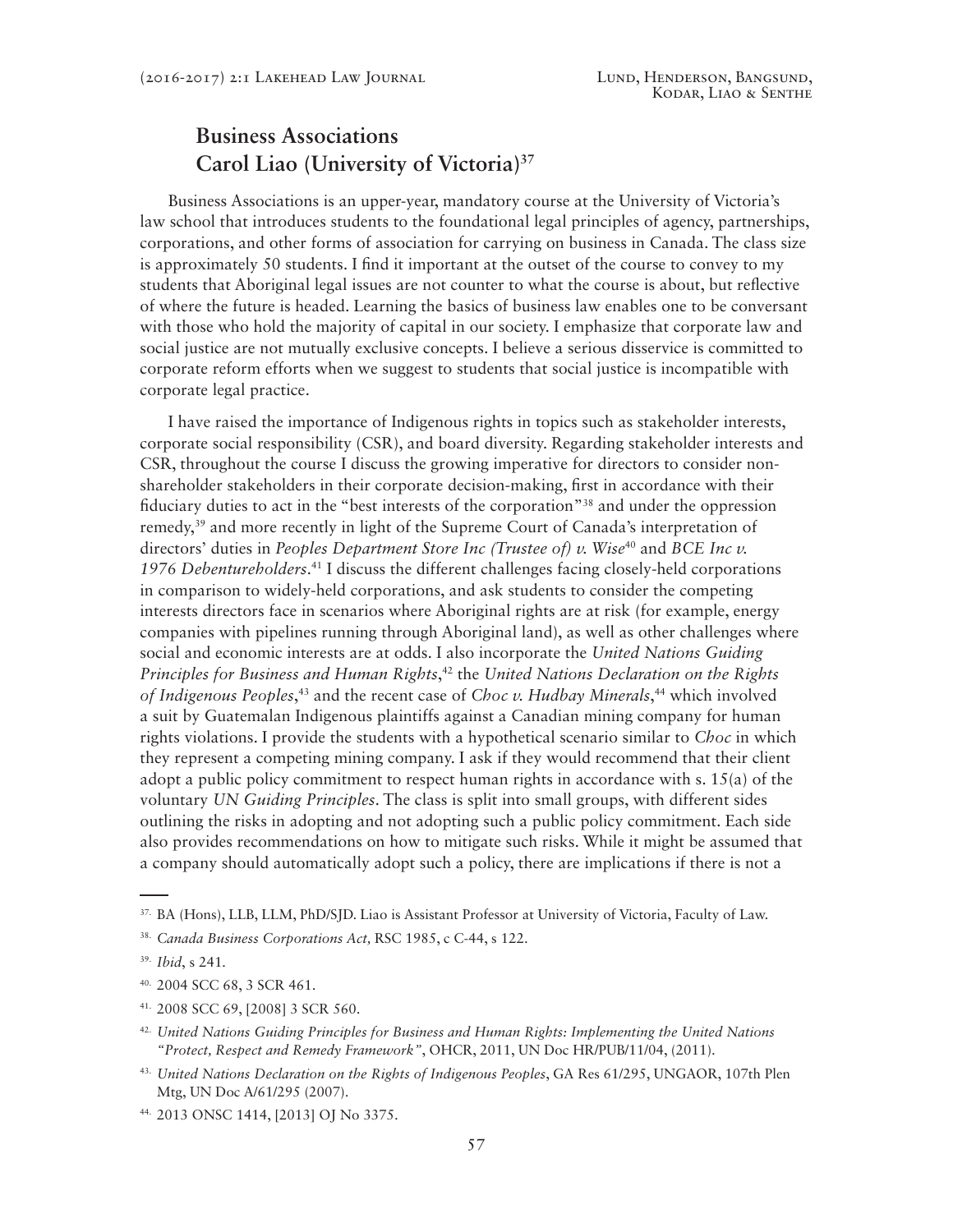## Business Associations
## Carol Liao (University of Victoria)[37]

Business Associations is an upper-year, mandatory course at the University of Victoria's law school that introduces students to the foundational legal principles of agency, partnerships, corporations, and other forms of association for carrying on business in Canada. The class size is approximately 50 students. I find it important at the outset of the course to convey to my students that Aboriginal legal issues are not counter to what the course is about, but reflective of where the future is headed. Learning the basics of business law enables one to be conversant with those who hold the majority of capital in our society. I emphasize that corporate law and social justice are not mutually exclusive concepts. I believe a serious disservice is committed to corporate reform efforts when we suggest to students that social justice is incompatible with corporate legal practice.

I have raised the importance of Indigenous rights in topics such as stakeholder interests, corporate social responsibility (CSR), and board diversity. Regarding stakeholder interests and CSR, throughout the course I discuss the growing imperative for directors to consider non-shareholder stakeholders in their corporate decision-making, first in accordance with their fiduciary duties to act in the "best interests of the corporation"[38] and under the oppression remedy,[39] and more recently in light of the Supreme Court of Canada's interpretation of directors' duties in *Peoples Department Store Inc (Trustee of) v. Wise*[40] and *BCE Inc v. 1976 Debentureholders*.[41] I discuss the different challenges facing closely-held corporations in comparison to widely-held corporations, and ask students to consider the competing interests directors face in scenarios where Aboriginal rights are at risk (for example, energy companies with pipelines running through Aboriginal land), as well as other challenges where social and economic interests are at odds. I also incorporate the *United Nations Guiding Principles for Business and Human Rights*,[42] the *United Nations Declaration on the Rights of Indigenous Peoples*,[43] and the recent case of *Choc v. Hudbay Minerals*,[44] which involved a suit by Guatemalan Indigenous plaintiffs against a Canadian mining company for human rights violations. I provide the students with a hypothetical scenario similar to *Choc* in which they represent a competing mining company. I ask if they would recommend that their client adopt a public policy commitment to respect human rights in accordance with s. 15(a) of the voluntary *UN Guiding Principles*. The class is split into small groups, with different sides outlining the risks in adopting and not adopting such a public policy commitment. Each side also provides recommendations on how to mitigate such risks. While it might be assumed that a company should automatically adopt such a policy, there are implications if there is not a

---

[37] BA (Hons), LLB, LLM, PhD/SJD. Liao is Assistant Professor at University of Victoria, Faculty of Law.

[38] *Canada Business Corporations Act,* RSC 1985, c C-44, s 122.

[39] *Ibid*, s 241.

[40] 2004 SCC 68, 3 SCR 461.

[41] 2008 SCC 69, [2008] 3 SCR 560.

[42] *United Nations Guiding Principles for Business and Human Rights: Implementing the United Nations "Protect, Respect and Remedy Framework"*, OHCR, 2011, UN Doc HR/PUB/11/04, (2011).

[43] *United Nations Declaration on the Rights of Indigenous Peoples*, GA Res 61/295, UNGAOR, 107th Plen Mtg, UN Doc A/61/295 (2007).

[44] 2013 ONSC 1414, [2013] OJ No 3375.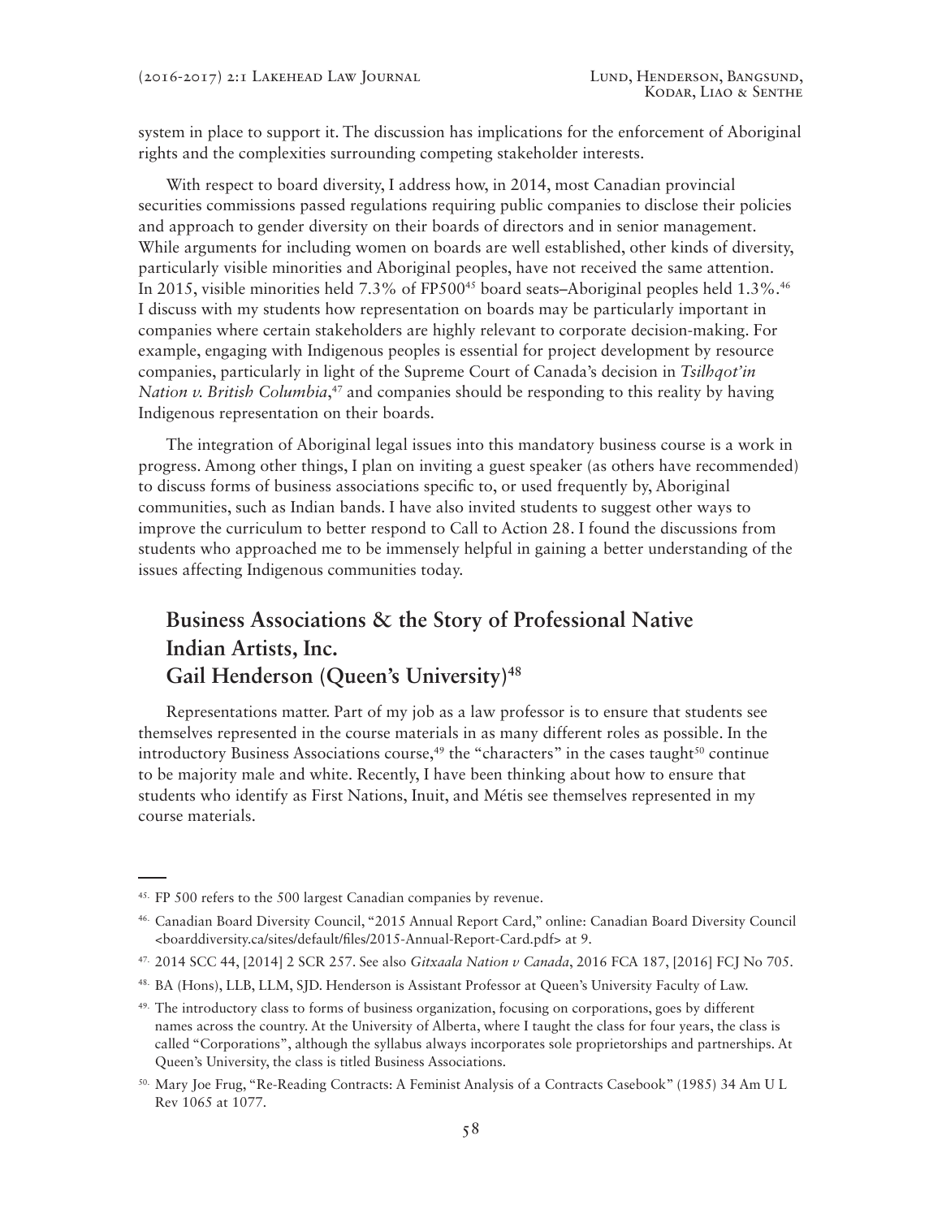system in place to support it. The discussion has implications for the enforcement of Aboriginal rights and the complexities surrounding competing stakeholder interests.

With respect to board diversity, I address how, in 2014, most Canadian provincial securities commissions passed regulations requiring public companies to disclose their policies and approach to gender diversity on their boards of directors and in senior management. While arguments for including women on boards are well established, other kinds of diversity, particularly visible minorities and Aboriginal peoples, have not received the same attention. In 2015, visible minorities held 7.3% of FP500[45] board seats–Aboriginal peoples held 1.3%.[46] I discuss with my students how representation on boards may be particularly important in companies where certain stakeholders are highly relevant to corporate decision-making. For example, engaging with Indigenous peoples is essential for project development by resource companies, particularly in light of the Supreme Court of Canada's decision in *Tsilhqot'in Nation v. British Columbia*,[47] and companies should be responding to this reality by having Indigenous representation on their boards.

The integration of Aboriginal legal issues into this mandatory business course is a work in progress. Among other things, I plan on inviting a guest speaker (as others have recommended) to discuss forms of business associations specific to, or used frequently by, Aboriginal communities, such as Indian bands. I have also invited students to suggest other ways to improve the curriculum to better respond to Call to Action 28. I found the discussions from students who approached me to be immensely helpful in gaining a better understanding of the issues affecting Indigenous communities today.

## Business Associations & the Story of Professional Native Indian Artists, Inc. Gail Henderson (Queen's University)[48]

Representations matter. Part of my job as a law professor is to ensure that students see themselves represented in the course materials in as many different roles as possible. In the introductory Business Associations course,[49] the "characters" in the cases taught[50] continue to be majority male and white. Recently, I have been thinking about how to ensure that students who identify as First Nations, Inuit, and Métis see themselves represented in my course materials.

---

45. FP 500 refers to the 500 largest Canadian companies by revenue.

46. Canadian Board Diversity Council, "2015 Annual Report Card," online: Canadian Board Diversity Council <boarddiversity.ca/sites/default/files/2015-Annual-Report-Card.pdf> at 9.

47. 2014 SCC 44, [2014] 2 SCR 257. See also *Gitxaala Nation v Canada*, 2016 FCA 187, [2016] FCJ No 705.

48. BA (Hons), LLB, LLM, SJD. Henderson is Assistant Professor at Queen's University Faculty of Law.

49. The introductory class to forms of business organization, focusing on corporations, goes by different names across the country. At the University of Alberta, where I taught the class for four years, the class is called "Corporations", although the syllabus always incorporates sole proprietorships and partnerships. At Queen's University, the class is titled Business Associations.

50. Mary Joe Frug, "Re-Reading Contracts: A Feminist Analysis of a Contracts Casebook" (1985) 34 Am U L Rev 1065 at 1077.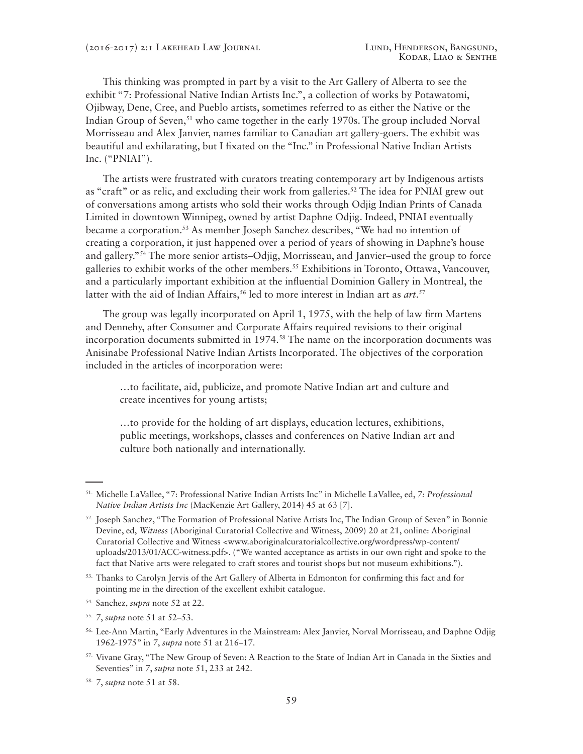This thinking was prompted in part by a visit to the Art Gallery of Alberta to see the exhibit "7: Professional Native Indian Artists Inc.", a collection of works by Potawatomi, Ojibway, Dene, Cree, and Pueblo artists, sometimes referred to as either the Native or the Indian Group of Seven,[51] who came together in the early 1970s. The group included Norval Morrisseau and Alex Janvier, names familiar to Canadian art gallery-goers. The exhibit was beautiful and exhilarating, but I fixated on the "Inc." in Professional Native Indian Artists Inc. ("PNIAI").

The artists were frustrated with curators treating contemporary art by Indigenous artists as "craft" or as relic, and excluding their work from galleries.[52] The idea for PNIAI grew out of conversations among artists who sold their works through Odjig Indian Prints of Canada Limited in downtown Winnipeg, owned by artist Daphne Odjig. Indeed, PNIAI eventually became a corporation.[53] As member Joseph Sanchez describes, "We had no intention of creating a corporation, it just happened over a period of years of showing in Daphne's house and gallery."[54] The more senior artists–Odjig, Morrisseau, and Janvier–used the group to force galleries to exhibit works of the other members.[55] Exhibitions in Toronto, Ottawa, Vancouver, and a particularly important exhibition at the influential Dominion Gallery in Montreal, the latter with the aid of Indian Affairs,[56] led to more interest in Indian art as *art*.[57]

The group was legally incorporated on April 1, 1975, with the help of law firm Martens and Dennehy, after Consumer and Corporate Affairs required revisions to their original incorporation documents submitted in 1974.[58] The name on the incorporation documents was Anisinabe Professional Native Indian Artists Incorporated. The objectives of the corporation included in the articles of incorporation were:

> …to facilitate, aid, publicize, and promote Native Indian art and culture and create incentives for young artists;
>
> …to provide for the holding of art displays, education lectures, exhibitions, public meetings, workshops, classes and conferences on Native Indian art and culture both nationally and internationally.

---

51. Michelle LaVallee, "7: Professional Native Indian Artists Inc" in Michelle LaVallee, ed, *7: Professional Native Indian Artists Inc* (MacKenzie Art Gallery, 2014) 45 at 63 [7].

52. Joseph Sanchez, "The Formation of Professional Native Artists Inc, The Indian Group of Seven" in Bonnie Devine, ed, *Witness* (Aboriginal Curatorial Collective and Witness, 2009) 20 at 21, online: Aboriginal Curatorial Collective and Witness <www.aboriginalcuratorialcollective.org/wordpress/wp-content/uploads/2013/01/ACC-witness.pdf>. ("We wanted acceptance as artists in our own right and spoke to the fact that Native arts were relegated to craft stores and tourist shops but not museum exhibitions.").

53. Thanks to Carolyn Jervis of the Art Gallery of Alberta in Edmonton for confirming this fact and for pointing me in the direction of the excellent exhibit catalogue.

54. Sanchez, *supra* note 52 at 22.

55. *7*, *supra* note 51 at 52–53.

56. Lee-Ann Martin, "Early Adventures in the Mainstream: Alex Janvier, Norval Morrisseau, and Daphne Odjig 1962-1975" in *7*, *supra* note 51 at 216–17.

57. Vivane Gray, "The New Group of Seven: A Reaction to the State of Indian Art in Canada in the Sixties and Seventies" in *7*, *supra* note 51, 233 at 242.

58. *7*, *supra* note 51 at 58.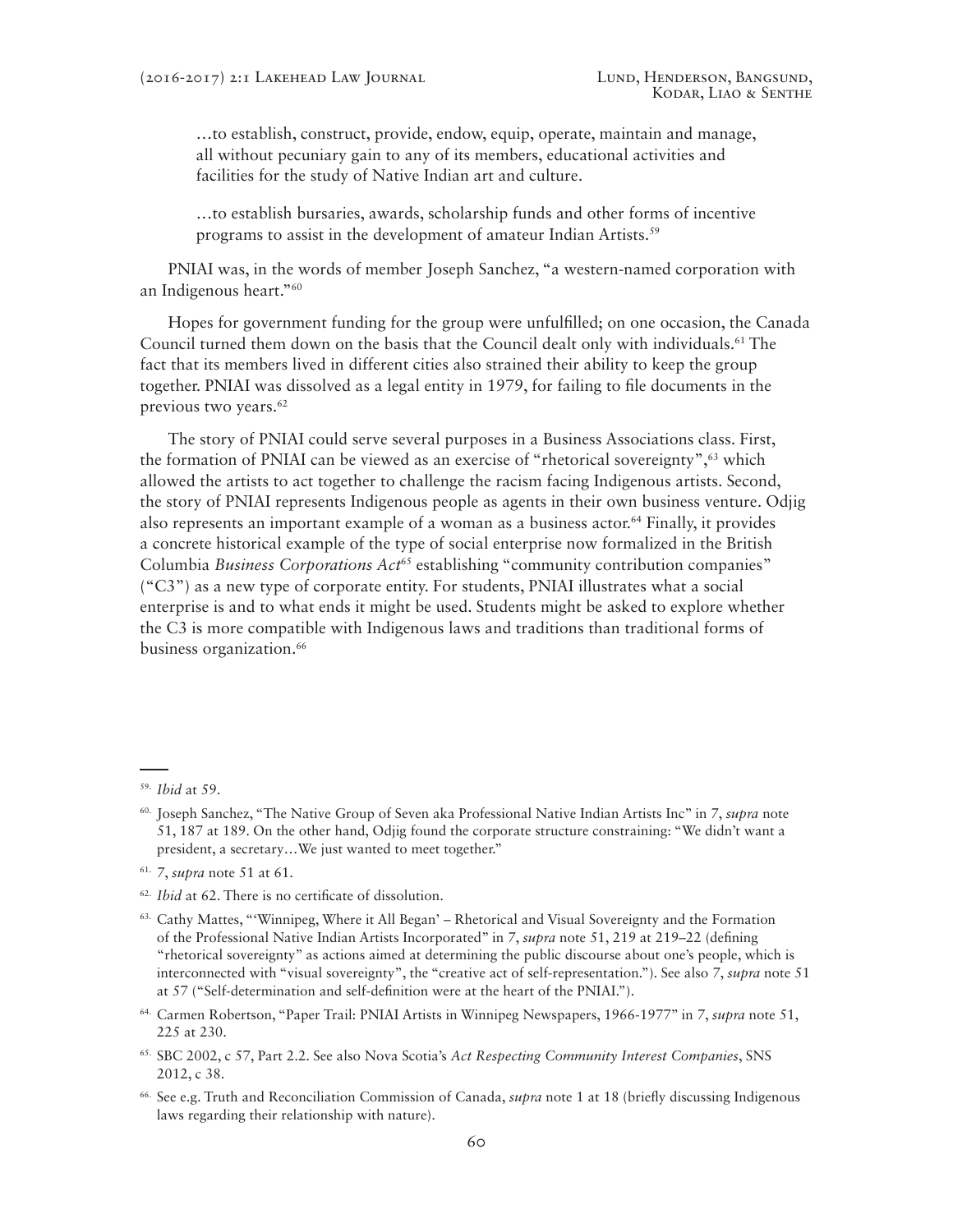> …to establish, construct, provide, endow, equip, operate, maintain and manage, all without pecuniary gain to any of its members, educational activities and facilities for the study of Native Indian art and culture.
>
> …to establish bursaries, awards, scholarship funds and other forms of incentive programs to assist in the development of amateur Indian Artists.[59]

PNIAI was, in the words of member Joseph Sanchez, "a western-named corporation with an Indigenous heart."[60]

Hopes for government funding for the group were unfulfilled; on one occasion, the Canada Council turned them down on the basis that the Council dealt only with individuals.[61] The fact that its members lived in different cities also strained their ability to keep the group together. PNIAI was dissolved as a legal entity in 1979, for failing to file documents in the previous two years.[62]

The story of PNIAI could serve several purposes in a Business Associations class. First, the formation of PNIAI can be viewed as an exercise of "rhetorical sovereignty",[63] which allowed the artists to act together to challenge the racism facing Indigenous artists. Second, the story of PNIAI represents Indigenous people as agents in their own business venture. Odjig also represents an important example of a woman as a business actor.[64] Finally, it provides a concrete historical example of the type of social enterprise now formalized in the British Columbia *Business Corporations Act*[65] establishing "community contribution companies" ("C3") as a new type of corporate entity. For students, PNIAI illustrates what a social enterprise is and to what ends it might be used. Students might be asked to explore whether the C3 is more compatible with Indigenous laws and traditions than traditional forms of business organization.[66]

---

59. *Ibid* at 59.

60. Joseph Sanchez, "The Native Group of Seven aka Professional Native Indian Artists Inc" in *7*, *supra* note 51, 187 at 189. On the other hand, Odjig found the corporate structure constraining: "We didn't want a president, a secretary…We just wanted to meet together."

61. *7*, *supra* note 51 at 61.

62. *Ibid* at 62. There is no certificate of dissolution.

63. Cathy Mattes, "'Winnipeg, Where it All Began' – Rhetorical and Visual Sovereignty and the Formation of the Professional Native Indian Artists Incorporated" in *7*, *supra* note 51, 219 at 219–22 (defining "rhetorical sovereignty" as actions aimed at determining the public discourse about one's people, which is interconnected with "visual sovereignty", the "creative act of self-representation."). See also *7*, *supra* note 51 at 57 ("Self-determination and self-definition were at the heart of the PNIAI.").

64. Carmen Robertson, "Paper Trail: PNIAI Artists in Winnipeg Newspapers, 1966-1977" in *7*, *supra* note 51, 225 at 230.

65. SBC 2002, c 57, Part 2.2. See also Nova Scotia's *Act Respecting Community Interest Companies*, SNS 2012, c 38.

66. See e.g. Truth and Reconciliation Commission of Canada, *supra* note 1 at 18 (briefly discussing Indigenous laws regarding their relationship with nature).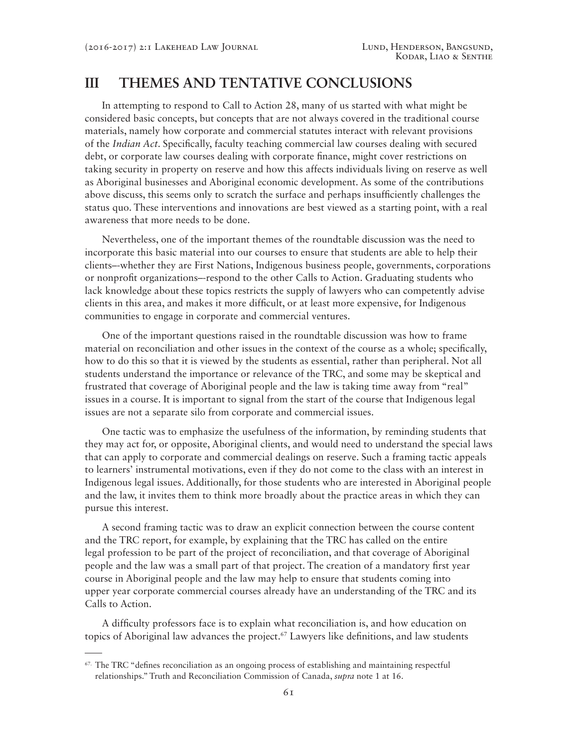## III THEMES AND TENTATIVE CONCLUSIONS

In attempting to respond to Call to Action 28, many of us started with what might be considered basic concepts, but concepts that are not always covered in the traditional course materials, namely how corporate and commercial statutes interact with relevant provisions of the *Indian Act*. Specifically, faculty teaching commercial law courses dealing with secured debt, or corporate law courses dealing with corporate finance, might cover restrictions on taking security in property on reserve and how this affects individuals living on reserve as well as Aboriginal businesses and Aboriginal economic development. As some of the contributions above discuss, this seems only to scratch the surface and perhaps insufficiently challenges the status quo. These interventions and innovations are best viewed as a starting point, with a real awareness that more needs to be done.

Nevertheless, one of the important themes of the roundtable discussion was the need to incorporate this basic material into our courses to ensure that students are able to help their clients–-whether they are First Nations, Indigenous business people, governments, corporations or nonprofit organizations–-respond to the other Calls to Action. Graduating students who lack knowledge about these topics restricts the supply of lawyers who can competently advise clients in this area, and makes it more difficult, or at least more expensive, for Indigenous communities to engage in corporate and commercial ventures.

One of the important questions raised in the roundtable discussion was how to frame material on reconciliation and other issues in the context of the course as a whole; specifically, how to do this so that it is viewed by the students as essential, rather than peripheral. Not all students understand the importance or relevance of the TRC, and some may be skeptical and frustrated that coverage of Aboriginal people and the law is taking time away from "real" issues in a course. It is important to signal from the start of the course that Indigenous legal issues are not a separate silo from corporate and commercial issues.

One tactic was to emphasize the usefulness of the information, by reminding students that they may act for, or opposite, Aboriginal clients, and would need to understand the special laws that can apply to corporate and commercial dealings on reserve. Such a framing tactic appeals to learners' instrumental motivations, even if they do not come to the class with an interest in Indigenous legal issues. Additionally, for those students who are interested in Aboriginal people and the law, it invites them to think more broadly about the practice areas in which they can pursue this interest.

A second framing tactic was to draw an explicit connection between the course content and the TRC report, for example, by explaining that the TRC has called on the entire legal profession to be part of the project of reconciliation, and that coverage of Aboriginal people and the law was a small part of that project. The creation of a mandatory first year course in Aboriginal people and the law may help to ensure that students coming into upper year corporate commercial courses already have an understanding of the TRC and its Calls to Action.

A difficulty professors face is to explain what reconciliation is, and how education on topics of Aboriginal law advances the project.[67] Lawyers like definitions, and law students

---

67. The TRC "defines reconciliation as an ongoing process of establishing and maintaining respectful relationships." Truth and Reconciliation Commission of Canada, *supra* note 1 at 16.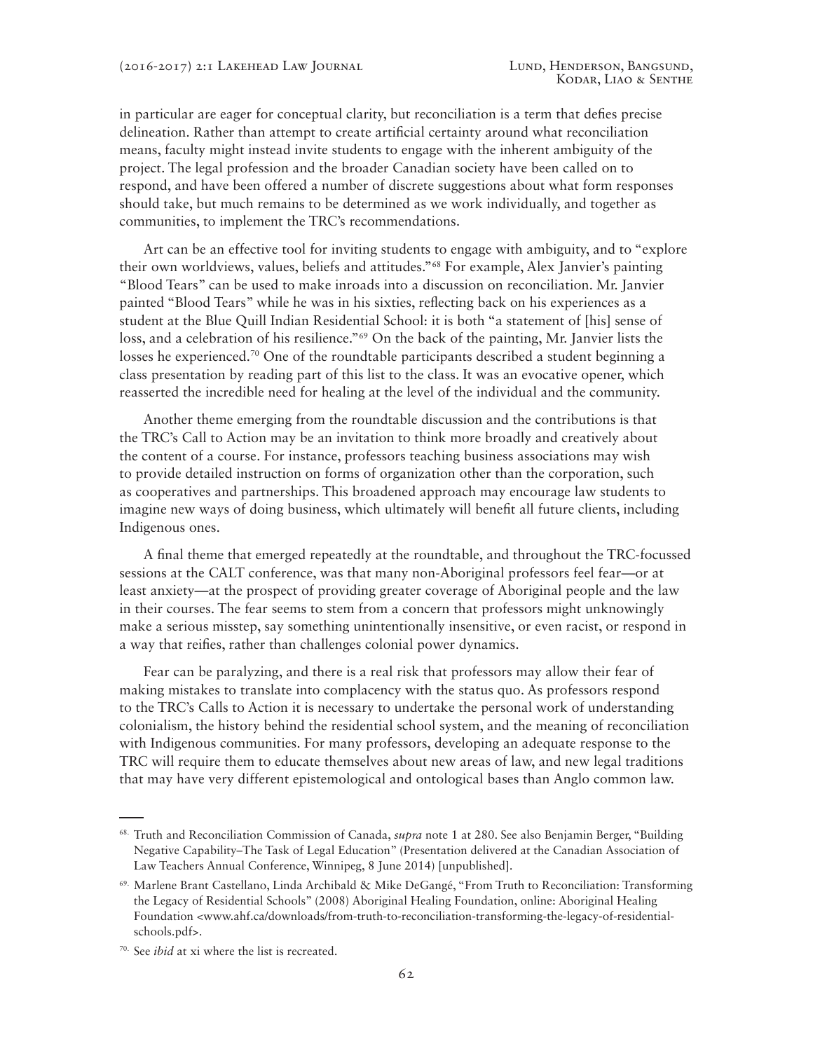in particular are eager for conceptual clarity, but reconciliation is a term that defies precise delineation. Rather than attempt to create artificial certainty around what reconciliation means, faculty might instead invite students to engage with the inherent ambiguity of the project. The legal profession and the broader Canadian society have been called on to respond, and have been offered a number of discrete suggestions about what form responses should take, but much remains to be determined as we work individually, and together as communities, to implement the TRC's recommendations.

Art can be an effective tool for inviting students to engage with ambiguity, and to "explore their own worldviews, values, beliefs and attitudes."[68] For example, Alex Janvier's painting "Blood Tears" can be used to make inroads into a discussion on reconciliation. Mr. Janvier painted "Blood Tears" while he was in his sixties, reflecting back on his experiences as a student at the Blue Quill Indian Residential School: it is both "a statement of [his] sense of loss, and a celebration of his resilience."[69] On the back of the painting, Mr. Janvier lists the losses he experienced.[70] One of the roundtable participants described a student beginning a class presentation by reading part of this list to the class. It was an evocative opener, which reasserted the incredible need for healing at the level of the individual and the community.

Another theme emerging from the roundtable discussion and the contributions is that the TRC's Call to Action may be an invitation to think more broadly and creatively about the content of a course. For instance, professors teaching business associations may wish to provide detailed instruction on forms of organization other than the corporation, such as cooperatives and partnerships. This broadened approach may encourage law students to imagine new ways of doing business, which ultimately will benefit all future clients, including Indigenous ones.

A final theme that emerged repeatedly at the roundtable, and throughout the TRC-focussed sessions at the CALT conference, was that many non-Aboriginal professors feel fear—or at least anxiety—at the prospect of providing greater coverage of Aboriginal people and the law in their courses. The fear seems to stem from a concern that professors might unknowingly make a serious misstep, say something unintentionally insensitive, or even racist, or respond in a way that reifies, rather than challenges colonial power dynamics.

Fear can be paralyzing, and there is a real risk that professors may allow their fear of making mistakes to translate into complacency with the status quo. As professors respond to the TRC's Calls to Action it is necessary to undertake the personal work of understanding colonialism, the history behind the residential school system, and the meaning of reconciliation with Indigenous communities. For many professors, developing an adequate response to the TRC will require them to educate themselves about new areas of law, and new legal traditions that may have very different epistemological and ontological bases than Anglo common law.

---

68. Truth and Reconciliation Commission of Canada, *supra* note 1 at 280. See also Benjamin Berger, "Building Negative Capability–The Task of Legal Education" (Presentation delivered at the Canadian Association of Law Teachers Annual Conference, Winnipeg, 8 June 2014) [unpublished].

69. Marlene Brant Castellano, Linda Archibald & Mike DeGangé, "From Truth to Reconciliation: Transforming the Legacy of Residential Schools" (2008) Aboriginal Healing Foundation, online: Aboriginal Healing Foundation <www.ahf.ca/downloads/from-truth-to-reconciliation-transforming-the-legacy-of-residential-schools.pdf>.

70. See *ibid* at xi where the list is recreated.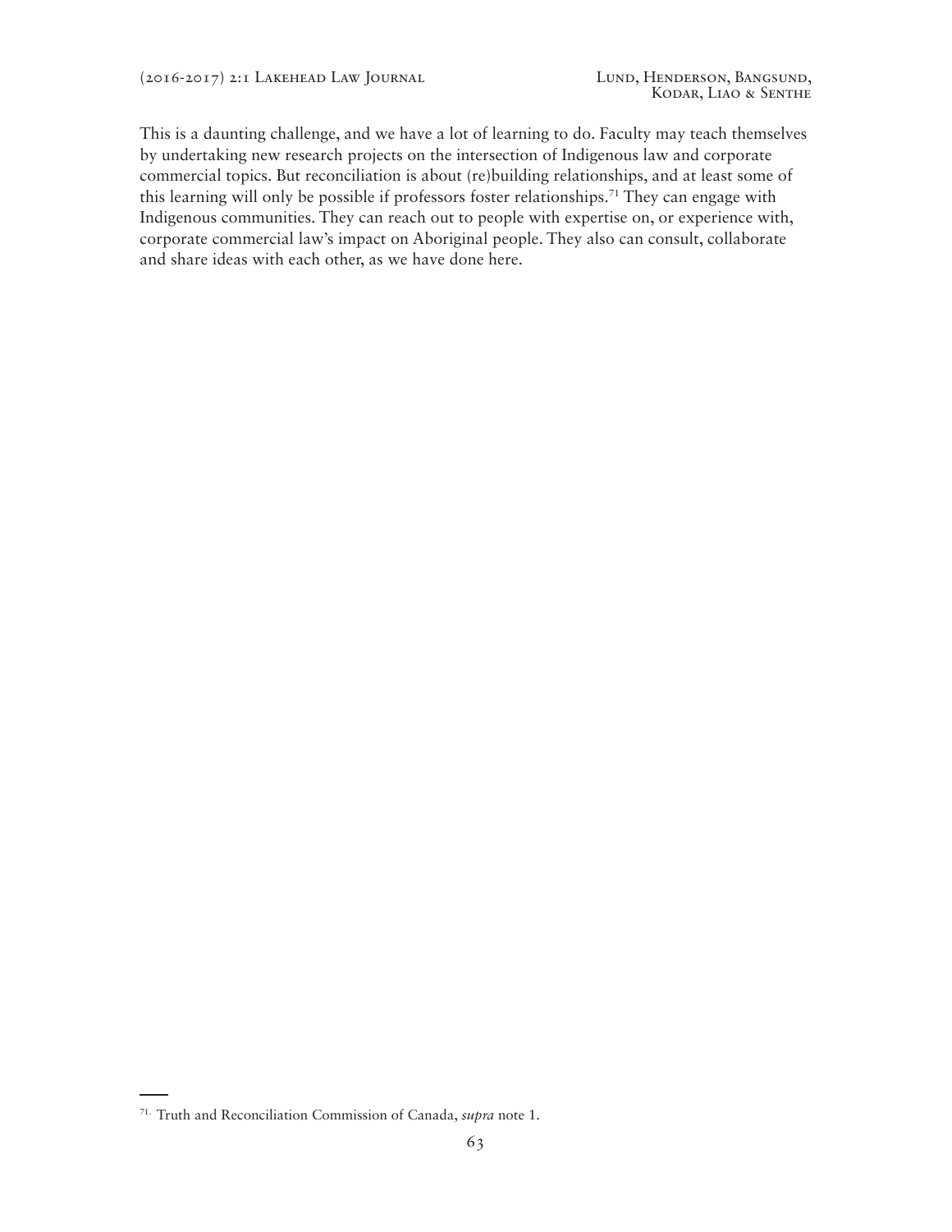This is a daunting challenge, and we have a lot of learning to do. Faculty may teach themselves by undertaking new research projects on the intersection of Indigenous law and corporate commercial topics. But reconciliation is about (re)building relationships, and at least some of this learning will only be possible if professors foster relationships.[71] They can engage with Indigenous communities. They can reach out to people with expertise on, or experience with, corporate commercial law's impact on Aboriginal people. They also can consult, collaborate and share ideas with each other, as we have done here.

---

[71] Truth and Reconciliation Commission of Canada, *supra* note 1.